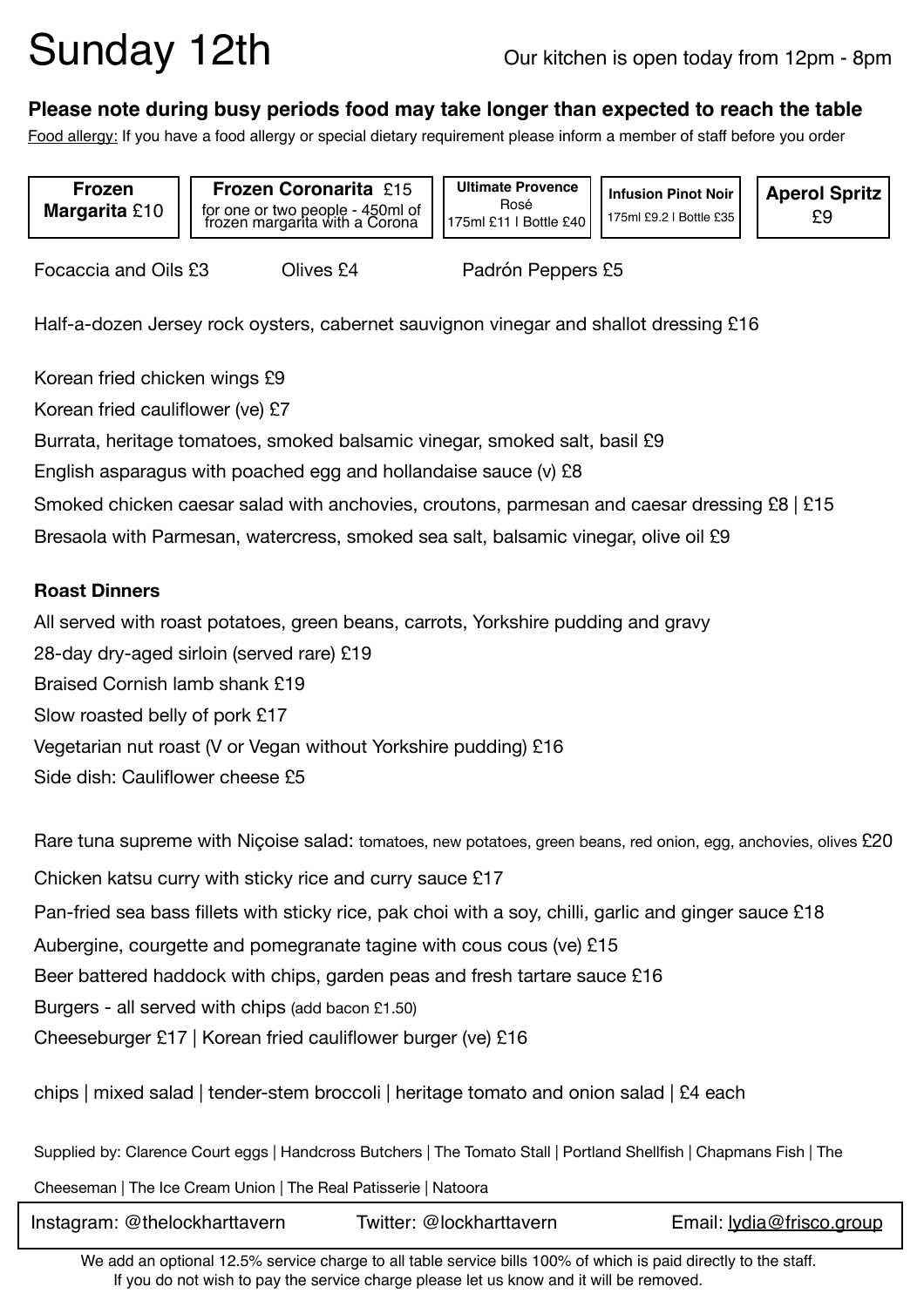# Sunday 12th

Our kitchen is open today from 12pm - 8pm

**Please note during busy periods food may take longer than expected to reach the table**

Food allergy: If you have a food allergy or special dietary requirement please inform a member of staff before you order

| **Frozen Margarita** £10 | **Frozen Coronarita** £15 for one or two people - 450ml of frozen margarita with a Corona | **Ultimate Provence** Rosé 175ml £11 \| Bottle £40 | **Infusion Pinot Noir** 175ml £9.2 \| Bottle £35 | **Aperol Spritz** £9 |
|---|---|---|---|---|

Focaccia and Oils £3 Olives £4 Padrón Peppers £5

Half-a-dozen Jersey rock oysters, cabernet sauvignon vinegar and shallot dressing £16

Korean fried chicken wings £9

Korean fried cauliflower (ve) £7

Burrata, heritage tomatoes, smoked balsamic vinegar, smoked salt, basil £9

English asparagus with poached egg and hollandaise sauce (v) £8

Smoked chicken caesar salad with anchovies, croutons, parmesan and caesar dressing £8 | £15

Bresaola with Parmesan, watercress, smoked sea salt, balsamic vinegar, olive oil £9

**Roast Dinners**

All served with roast potatoes, green beans, carrots, Yorkshire pudding and gravy

28-day dry-aged sirloin (served rare) £19

Braised Cornish lamb shank £19

Slow roasted belly of pork £17

Vegetarian nut roast (V or Vegan without Yorkshire pudding) £16

Side dish: Cauliflower cheese £5

Rare tuna supreme with Niçoise salad: tomatoes, new potatoes, green beans, red onion, egg, anchovies, olives £20

Chicken katsu curry with sticky rice and curry sauce £17

Pan-fried sea bass fillets with sticky rice, pak choi with a soy, chilli, garlic and ginger sauce £18

Aubergine, courgette and pomegranate tagine with cous cous (ve) £15

Beer battered haddock with chips, garden peas and fresh tartare sauce £16

Burgers - all served with chips (add bacon £1.50)

Cheeseburger £17 | Korean fried cauliflower burger (ve) £16

chips | mixed salad | tender-stem broccoli | heritage tomato and onion salad | £4 each

Supplied by: Clarence Court eggs | Handcross Butchers | The Tomato Stall | Portland Shellfish | Chapmans Fish | The Cheeseman | The Ice Cream Union | The Real Patisserie | Natoora

Instagram: @thelockharttavern Twitter: @lockharttavern Email: lydia@frisco.group

We add an optional 12.5% service charge to all table service bills 100% of which is paid directly to the staff. If you do not wish to pay the service charge please let us know and it will be removed.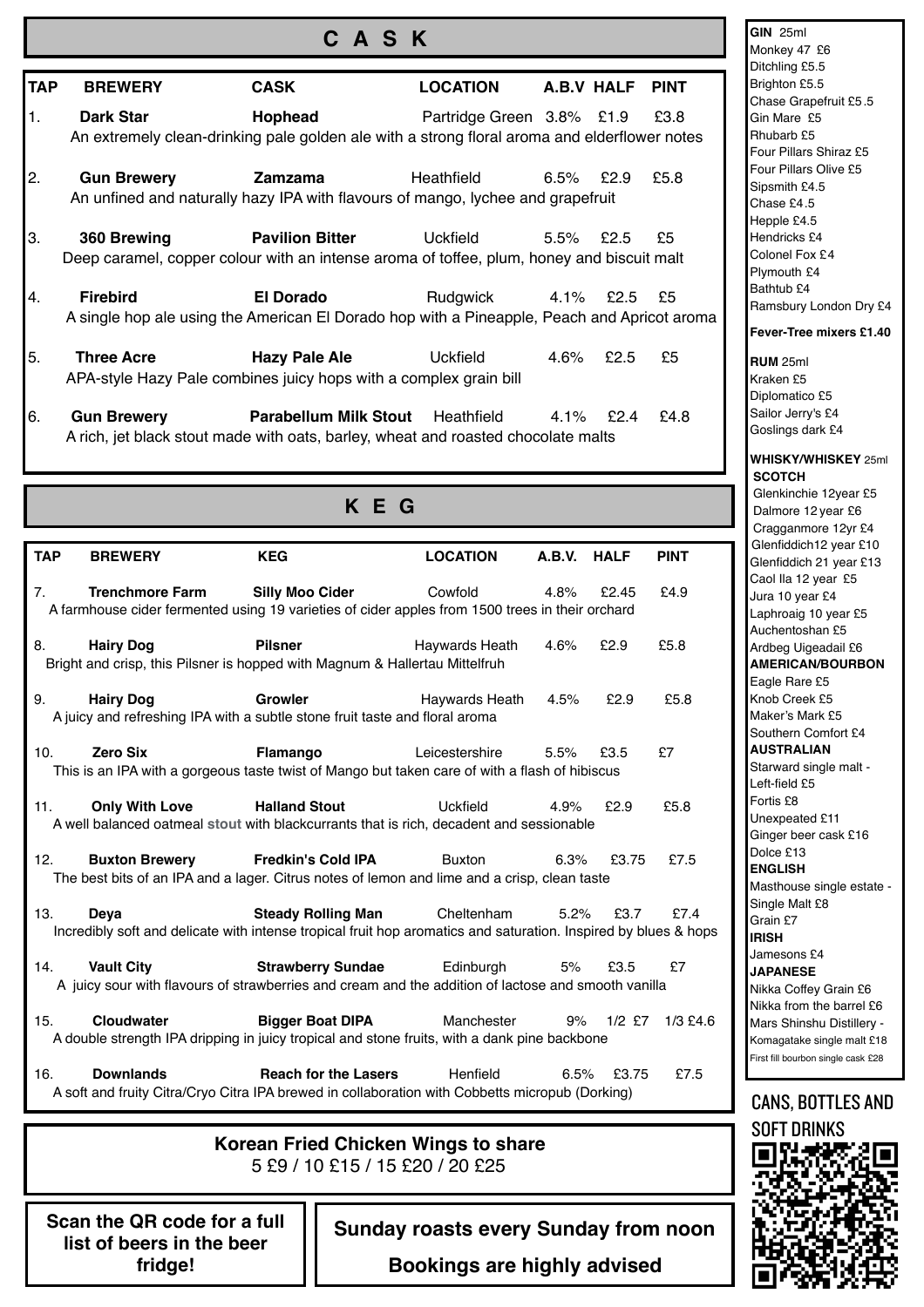# C A S K

| TAP | BREWERY | CASK | LOCATION | A.B.V | HALF | PINT |
|---|---|---|---|---|---|---|
| 1. | **Dark Star** | **Hophead** | Partridge Green | 3.8% | £1.9 | £3.8 |
| | An extremely clean-drinking pale golden ale with a strong floral aroma and elderflower notes | | | | | |
| 2. | **Gun Brewery** | **Zamzama** | Heathfield | 6.5% | £2.9 | £5.8 |
| | An unfined and naturally hazy IPA with flavours of mango, lychee and grapefruit | | | | | |
| 3. | **360 Brewing** | **Pavilion Bitter** | Uckfield | 5.5% | £2.5 | £5 |
| | Deep caramel, copper colour with an intense aroma of toffee, plum, honey and biscuit malt | | | | | |
| 4. | **Firebird** | **El Dorado** | Rudgwick | 4.1% | £2.5 | £5 |
| | A single hop ale using the American El Dorado hop with a Pineapple, Peach and Apricot aroma | | | | | |
| 5. | **Three Acre** | **Hazy Pale Ale** | Uckfield | 4.6% | £2.5 | £5 |
| | APA-style Hazy Pale combines juicy hops with a complex grain bill | | | | | |
| 6. | **Gun Brewery** | **Parabellum Milk Stout** | Heathfield | 4.1% | £2.4 | £4.8 |
| | A rich, jet black stout made with oats, barley, wheat and roasted chocolate malts | | | | | |

# K E G

| TAP | BREWERY | KEG | LOCATION | A.B.V. | HALF | PINT |
|---|---|---|---|---|---|---|
| 7. | **Trenchmore Farm** | **Silly Moo Cider** | Cowfold | 4.8% | £2.45 | £4.9 |
| | A farmhouse cider fermented using 19 varieties of cider apples from 1500 trees in their orchard | | | | | |
| 8. | **Hairy Dog** | **Pilsner** | Haywards Heath | 4.6% | £2.9 | £5.8 |
| | Bright and crisp, this Pilsner is hopped with Magnum & Hallertau Mittelfruh | | | | | |
| 9. | **Hairy Dog** | **Growler** | Haywards Heath | 4.5% | £2.9 | £5.8 |
| | A juicy and refreshing IPA with a subtle stone fruit taste and floral aroma | | | | | |
| 10. | **Zero Six** | **Flamango** | Leicestershire | 5.5% | £3.5 | £7 |
| | This is an IPA with a gorgeous taste twist of Mango but taken care of with a flash of hibiscus | | | | | |
| 11. | **Only With Love** | **Halland Stout** | Uckfield | 4.9% | £2.9 | £5.8 |
| | A well balanced oatmeal **stout** with blackcurrants that is rich, decadent and sessionable | | | | | |
| 12. | **Buxton Brewery** | **Fredkin's Cold IPA** | Buxton | 6.3% | £3.75 | £7.5 |
| | The best bits of an IPA and a lager. Citrus notes of lemon and lime and a crisp, clean taste | | | | | |
| 13. | **Deya** | **Steady Rolling Man** | Cheltenham | 5.2% | £3.7 | £7.4 |
| | Incredibly soft and delicate with intense tropical fruit hop aromatics and saturation. Inspired by blues & hops | | | | | |
| 14. | **Vault City** | **Strawberry Sundae** | Edinburgh | 5% | £3.5 | £7 |
| | A juicy sour with flavours of strawberries and cream and the addition of lactose and smooth vanilla | | | | | |
| 15. | **Cloudwater** | **Bigger Boat DIPA** | Manchester | 9% | 1/2 £7 | 1/3 £4.6 |
| | A double strength IPA dripping in juicy tropical and stone fruits, with a dank pine backbone | | | | | |
| 16. | **Downlands** | **Reach for the Lasers** | Henfield | 6.5% | £3.75 | £7.5 |
| | A soft and fruity Citra/Cryo Citra IPA brewed in collaboration with Cobbetts micropub (Dorking) | | | | | |

**Korean Fried Chicken Wings to share**
5 £9 / 10 £15 / 15 £20 / 20 £25

**Scan the QR code for a full list of beers in the beer fridge!**

**Sunday roasts every Sunday from noon**

**Bookings are highly advised**

**GIN** 25ml
Monkey 47 £6
Ditchling £5.5
Brighton £5.5
Chase Grapefruit £5.5
Gin Mare £5
Rhubarb £5
Four Pillars Shiraz £5
Four Pillars Olive £5
Sipsmith £4.5
Chase £4.5
Hepple £4.5
Hendricks £4
Colonel Fox £4
Plymouth £4
Bathtub £4
Ramsbury London Dry £4

**Fever-Tree mixers £1.40**

**RUM** 25ml
Kraken £5
Diplomatico £5
Sailor Jerry's £4
Goslings dark £4

**WHISKY/WHISKEY** 25ml

**SCOTCH**
Glenkinchie 12year £5
Dalmore 12 year £6
Cragganmore 12yr £4
Glenfiddich12 year £10
Glenfiddich 21 year £13
Caol Ila 12 year £5
Jura 10 year £4
Laphroaig 10 year £5
Auchentoshan £5
Ardbeg Uigeadail £6

**AMERICAN/BOURBON**
Eagle Rare £5
Knob Creek £5
Maker's Mark £5
Southern Comfort £4

**AUSTRALIAN**
Starward single malt - Left-field £5
Fortis £8
Unexpeated £11
Ginger beer cask £16
Dolce £13

**ENGLISH**
Masthouse single estate - Single Malt £8
Grain £7

**IRISH**
Jamesons £4

**JAPANESE**
Nikka Coffey Grain £6
Nikka from the barrel £6
Mars Shinshu Distillery - Komagatake single malt £18
First fill bourbon single cask £28

## CANS, BOTTLES AND SOFT DRINKS